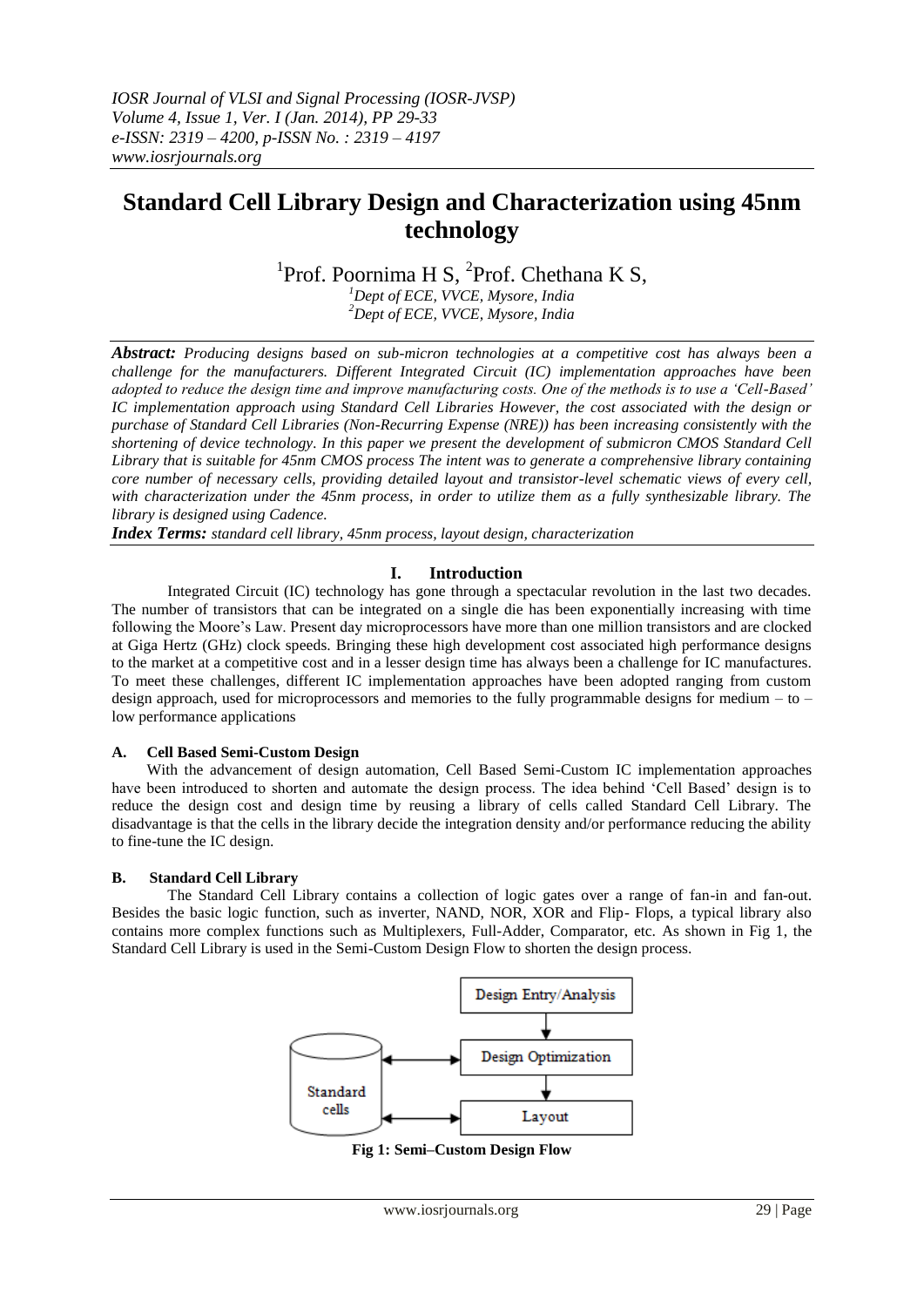# Standard Cell Library Design and Characterization using 45nm technology

[1]Prof. Poornima H S, [2]Prof. Chethana K S,

[1]*Dept of ECE, VVCE, Mysore, India*
[2]*Dept of ECE, VVCE, Mysore, India*

***Abstract:*** *Producing designs based on sub-micron technologies at a competitive cost has always been a challenge for the manufacturers. Different Integrated Circuit (IC) implementation approaches have been adopted to reduce the design time and improve manufacturing costs. One of the methods is to use a 'Cell-Based' IC implementation approach using Standard Cell Libraries However, the cost associated with the design or purchase of Standard Cell Libraries (Non-Recurring Expense (NRE)) has been increasing consistently with the shortening of device technology. In this paper we present the development of submicron CMOS Standard Cell Library that is suitable for 45nm CMOS process The intent was to generate a comprehensive library containing core number of necessary cells, providing detailed layout and transistor-level schematic views of every cell, with characterization under the 45nm process, in order to utilize them as a fully synthesizable library. The library is designed using Cadence.*

***Index Terms:*** *standard cell library, 45nm process, layout design, characterization*

## I. Introduction

Integrated Circuit (IC) technology has gone through a spectacular revolution in the last two decades. The number of transistors that can be integrated on a single die has been exponentially increasing with time following the Moore's Law. Present day microprocessors have more than one million transistors and are clocked at Giga Hertz (GHz) clock speeds. Bringing these high development cost associated high performance designs to the market at a competitive cost and in a lesser design time has always been a challenge for IC manufactures. To meet these challenges, different IC implementation approaches have been adopted ranging from custom design approach, used for microprocessors and memories to the fully programmable designs for medium – to – low performance applications

### A. Cell Based Semi-Custom Design

With the advancement of design automation, Cell Based Semi-Custom IC implementation approaches have been introduced to shorten and automate the design process. The idea behind 'Cell Based' design is to reduce the design cost and design time by reusing a library of cells called Standard Cell Library. The disadvantage is that the cells in the library decide the integration density and/or performance reducing the ability to fine-tune the IC design.

### B. Standard Cell Library

The Standard Cell Library contains a collection of logic gates over a range of fan-in and fan-out. Besides the basic logic function, such as inverter, NAND, NOR, XOR and Flip- Flops, a typical library also contains more complex functions such as Multiplexers, Full-Adder, Comparator, etc. As shown in Fig 1, the Standard Cell Library is used in the Semi-Custom Design Flow to shorten the design process.

Standard cells | Design Entry/Analysis → Design Optimization → Layout

**Fig 1: Semi–Custom Design Flow**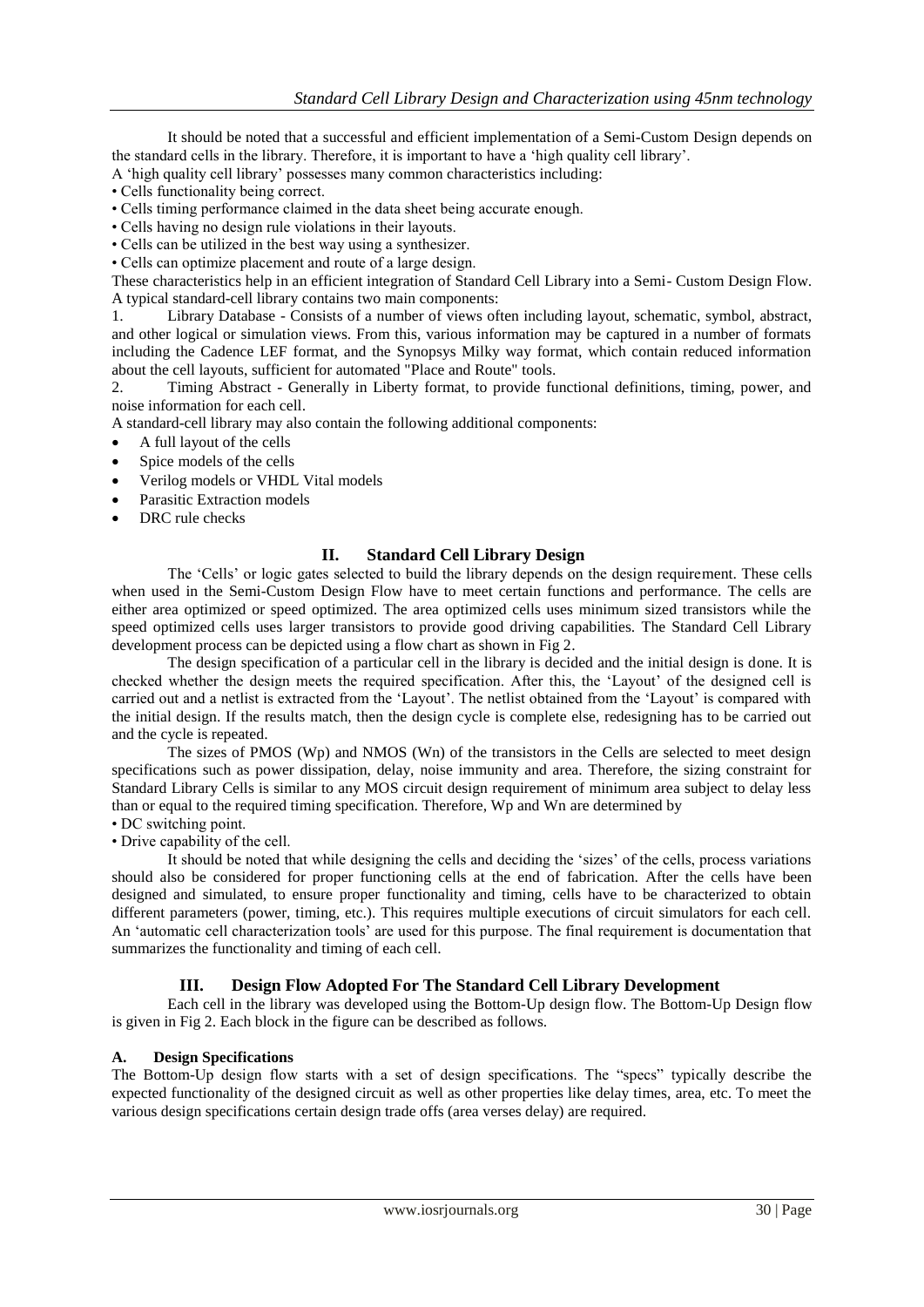It should be noted that a successful and efficient implementation of a Semi-Custom Design depends on the standard cells in the library. Therefore, it is important to have a 'high quality cell library'.

A 'high quality cell library' possesses many common characteristics including:

- Cells functionality being correct.
- Cells timing performance claimed in the data sheet being accurate enough.
- Cells having no design rule violations in their layouts.
- Cells can be utilized in the best way using a synthesizer.
- Cells can optimize placement and route of a large design.

These characteristics help in an efficient integration of Standard Cell Library into a Semi- Custom Design Flow.

A typical standard-cell library contains two main components:

1. Library Database - Consists of a number of views often including layout, schematic, symbol, abstract, and other logical or simulation views. From this, various information may be captured in a number of formats including the Cadence LEF format, and the Synopsys Milky way format, which contain reduced information about the cell layouts, sufficient for automated "Place and Route" tools.
2. Timing Abstract - Generally in Liberty format, to provide functional definitions, timing, power, and noise information for each cell.

A standard-cell library may also contain the following additional components:

- A full layout of the cells
- Spice models of the cells
- Verilog models or VHDL Vital models
- Parasitic Extraction models
- DRC rule checks

## II. Standard Cell Library Design

The 'Cells' or logic gates selected to build the library depends on the design requirement. These cells when used in the Semi-Custom Design Flow have to meet certain functions and performance. The cells are either area optimized or speed optimized. The area optimized cells uses minimum sized transistors while the speed optimized cells uses larger transistors to provide good driving capabilities. The Standard Cell Library development process can be depicted using a flow chart as shown in Fig 2.

The design specification of a particular cell in the library is decided and the initial design is done. It is checked whether the design meets the required specification. After this, the 'Layout' of the designed cell is carried out and a netlist is extracted from the 'Layout'. The netlist obtained from the 'Layout' is compared with the initial design. If the results match, then the design cycle is complete else, redesigning has to be carried out and the cycle is repeated.

The sizes of PMOS ($W_p$) and NMOS ($W_n$) of the transistors in the Cells are selected to meet design specifications such as power dissipation, delay, noise immunity and area. Therefore, the sizing constraint for Standard Library Cells is similar to any MOS circuit design requirement of minimum area subject to delay less than or equal to the required timing specification. Therefore, $W_p$ and $W_n$ are determined by

- DC switching point.
- Drive capability of the cell.

It should be noted that while designing the cells and deciding the 'sizes' of the cells, process variations should also be considered for proper functioning cells at the end of fabrication. After the cells have been designed and simulated, to ensure proper functionality and timing, cells have to be characterized to obtain different parameters (power, timing, etc.). This requires multiple executions of circuit simulators for each cell. An 'automatic cell characterization tools' are used for this purpose. The final requirement is documentation that summarizes the functionality and timing of each cell.

## III. Design Flow Adopted For The Standard Cell Library Development

Each cell in the library was developed using the Bottom-Up design flow. The Bottom-Up Design flow is given in Fig 2. Each block in the figure can be described as follows.

### A. Design Specifications

The Bottom-Up design flow starts with a set of design specifications. The "specs" typically describe the expected functionality of the designed circuit as well as other properties like delay times, area, etc. To meet the various design specifications certain design trade offs (area verses delay) are required.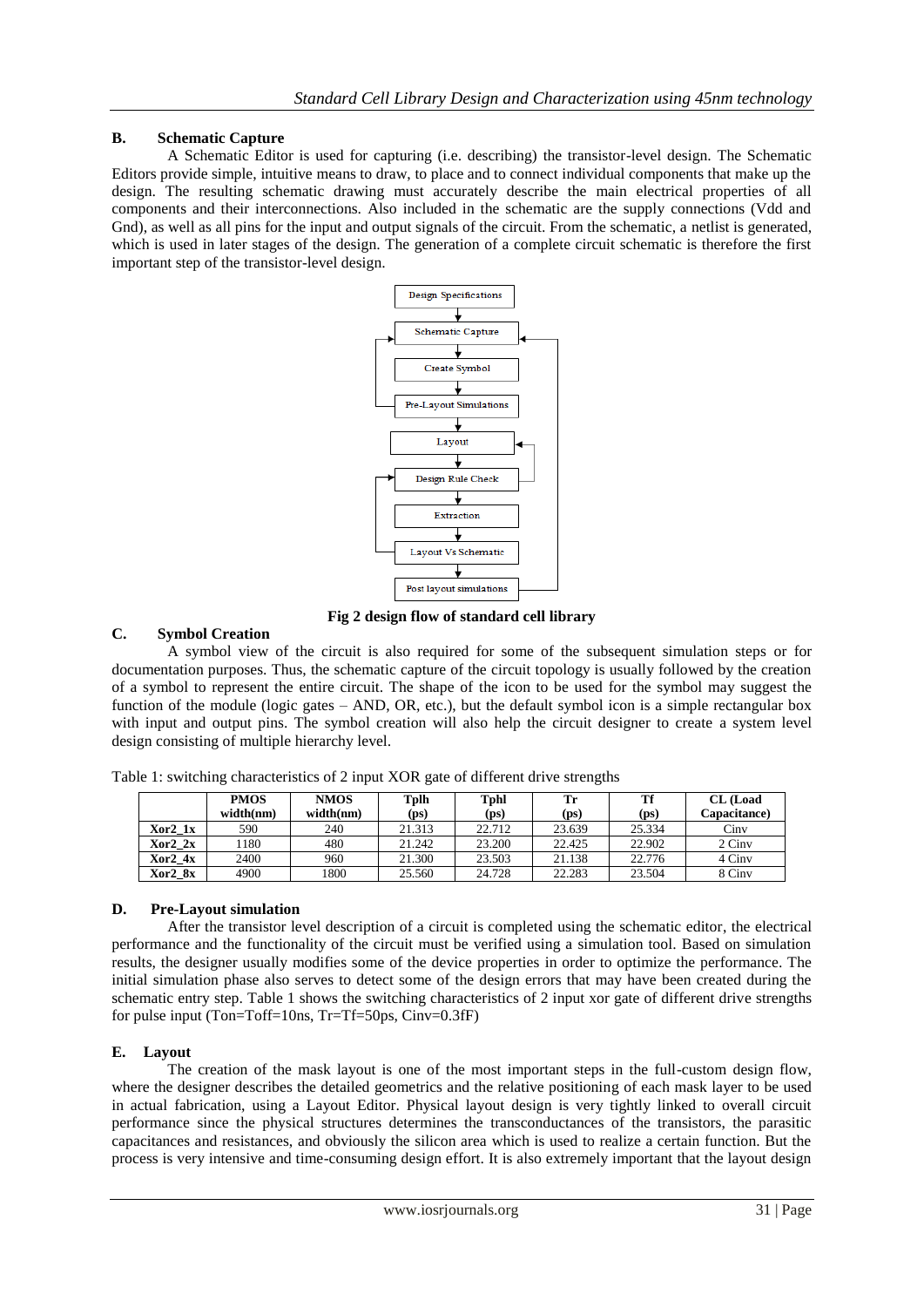### B. Schematic Capture

A Schematic Editor is used for capturing (i.e. describing) the transistor-level design. The Schematic Editors provide simple, intuitive means to draw, to place and to connect individual components that make up the design. The resulting schematic drawing must accurately describe the main electrical properties of all components and their interconnections. Also included in the schematic are the supply connections (Vdd and Gnd), as well as all pins for the input and output signals of the circuit. From the schematic, a netlist is generated, which is used in later stages of the design. The generation of a complete circuit schematic is therefore the first important step of the transistor-level design.

Design Specifications → Schematic Capture → Create Symbol → Pre-Layout Simulations → Layout → Design Rule Check → Extraction → Layout Vs Schematic → Post layout simulations

**Fig 2 design flow of standard cell library**

### C. Symbol Creation

A symbol view of the circuit is also required for some of the subsequent simulation steps or for documentation purposes. Thus, the schematic capture of the circuit topology is usually followed by the creation of a symbol to represent the entire circuit. The shape of the icon to be used for the symbol may suggest the function of the module (logic gates – AND, OR, etc.), but the default symbol icon is a simple rectangular box with input and output pins. The symbol creation will also help the circuit designer to create a system level design consisting of multiple hierarchy level.

Table 1: switching characteristics of 2 input XOR gate of different drive strengths

| | PMOS width(nm) | NMOS width(nm) | Tplh (ps) | Tphl (ps) | Tr (ps) | Tf (ps) | CL (Load Capacitance) |
|---|---|---|---|---|---|---|---|
| **Xor2_1x** | 590 | 240 | 21.313 | 22.712 | 23.639 | 25.334 | Cinv |
| **Xor2_2x** | 1180 | 480 | 21.242 | 23.200 | 22.425 | 22.902 | 2 Cinv |
| **Xor2_4x** | 2400 | 960 | 21.300 | 23.503 | 21.138 | 22.776 | 4 Cinv |
| **Xor2_8x** | 4900 | 1800 | 25.560 | 24.728 | 22.283 | 23.504 | 8 Cinv |

### D. Pre-Layout simulation

After the transistor level description of a circuit is completed using the schematic editor, the electrical performance and the functionality of the circuit must be verified using a simulation tool. Based on simulation results, the designer usually modifies some of the device properties in order to optimize the performance. The initial simulation phase also serves to detect some of the design errors that may have been created during the schematic entry step. Table 1 shows the switching characteristics of 2 input xor gate of different drive strengths for pulse input (Ton=Toff=10ns, Tr=Tf=50ps, Cinv=0.3fF)

### E. Layout

The creation of the mask layout is one of the most important steps in the full-custom design flow, where the designer describes the detailed geometrics and the relative positioning of each mask layer to be used in actual fabrication, using a Layout Editor. Physical layout design is very tightly linked to overall circuit performance since the physical structures determines the transconductances of the transistors, the parasitic capacitances and resistances, and obviously the silicon area which is used to realize a certain function. But the process is very intensive and time-consuming design effort. It is also extremely important that the layout design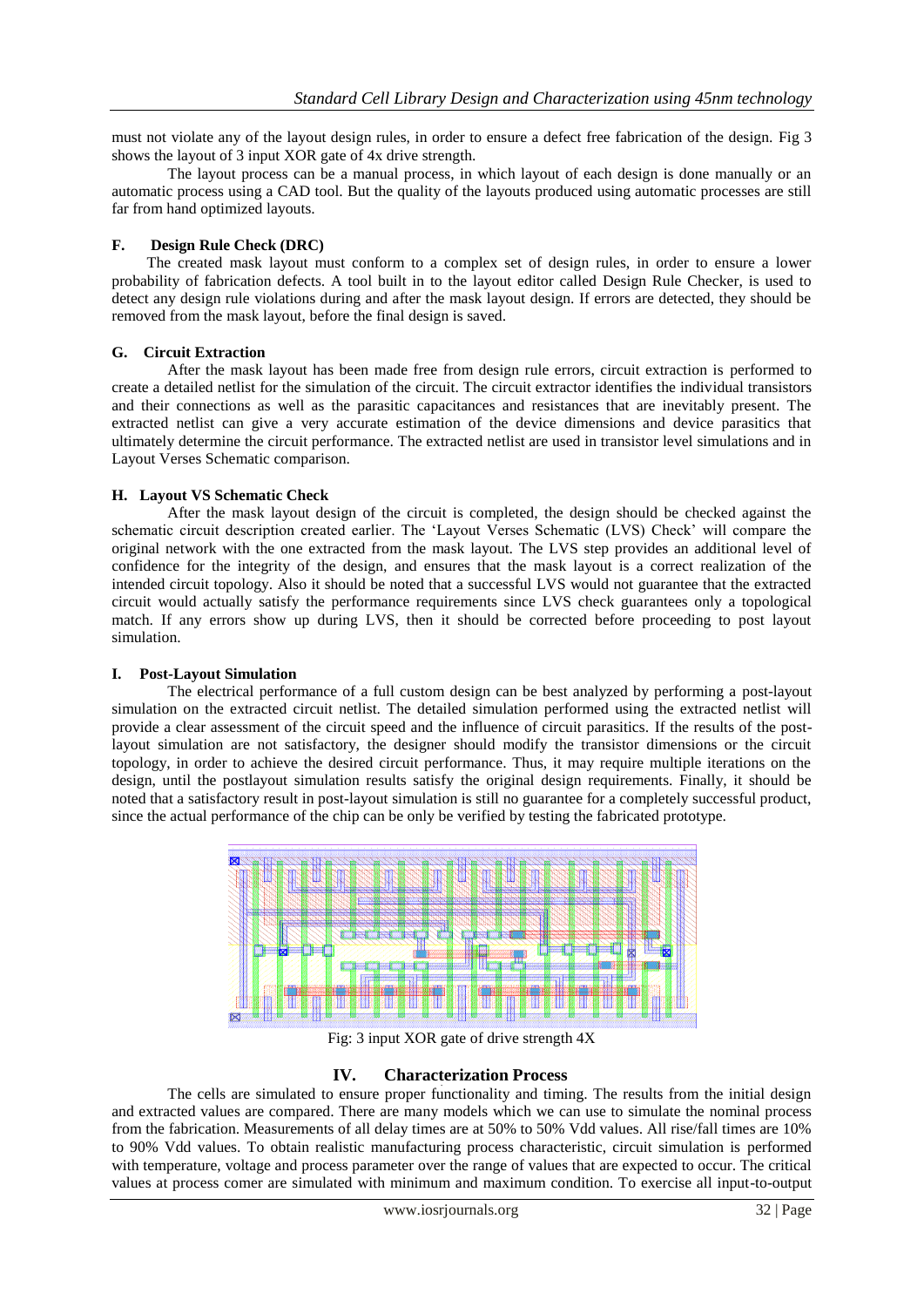must not violate any of the layout design rules, in order to ensure a defect free fabrication of the design. Fig 3 shows the layout of 3 input XOR gate of 4x drive strength.

The layout process can be a manual process, in which layout of each design is done manually or an automatic process using a CAD tool. But the quality of the layouts produced using automatic processes are still far from hand optimized layouts.

### F. Design Rule Check (DRC)

The created mask layout must conform to a complex set of design rules, in order to ensure a lower probability of fabrication defects. A tool built in to the layout editor called Design Rule Checker, is used to detect any design rule violations during and after the mask layout design. If errors are detected, they should be removed from the mask layout, before the final design is saved.

### G. Circuit Extraction

After the mask layout has been made free from design rule errors, circuit extraction is performed to create a detailed netlist for the simulation of the circuit. The circuit extractor identifies the individual transistors and their connections as well as the parasitic capacitances and resistances that are inevitably present. The extracted netlist can give a very accurate estimation of the device dimensions and device parasitics that ultimately determine the circuit performance. The extracted netlist are used in transistor level simulations and in Layout Verses Schematic comparison.

### H. Layout VS Schematic Check

After the mask layout design of the circuit is completed, the design should be checked against the schematic circuit description created earlier. The 'Layout Verses Schematic (LVS) Check' will compare the original network with the one extracted from the mask layout. The LVS step provides an additional level of confidence for the integrity of the design, and ensures that the mask layout is a correct realization of the intended circuit topology. Also it should be noted that a successful LVS would not guarantee that the extracted circuit would actually satisfy the performance requirements since LVS check guarantees only a topological match. If any errors show up during LVS, then it should be corrected before proceeding to post layout simulation.

### I. Post-Layout Simulation

The electrical performance of a full custom design can be best analyzed by performing a post-layout simulation on the extracted circuit netlist. The detailed simulation performed using the extracted netlist will provide a clear assessment of the circuit speed and the influence of circuit parasitics. If the results of the post-layout simulation are not satisfactory, the designer should modify the transistor dimensions or the circuit topology, in order to achieve the desired circuit performance. Thus, it may require multiple iterations on the design, until the postlayout simulation results satisfy the original design requirements. Finally, it should be noted that a satisfactory result in post-layout simulation is still no guarantee for a completely successful product, since the actual performance of the chip can be only be verified by testing the fabricated prototype.

Fig: 3 input XOR gate of drive strength 4X

## IV. Characterization Process

The cells are simulated to ensure proper functionality and timing. The results from the initial design and extracted values are compared. There are many models which we can use to simulate the nominal process from the fabrication. Measurements of all delay times are at 50% to 50% Vdd values. All rise/fall times are 10% to 90% Vdd values. To obtain realistic manufacturing process characteristic, circuit simulation is performed with temperature, voltage and process parameter over the range of values that are expected to occur. The critical values at process comer are simulated with minimum and maximum condition. To exercise all input-to-output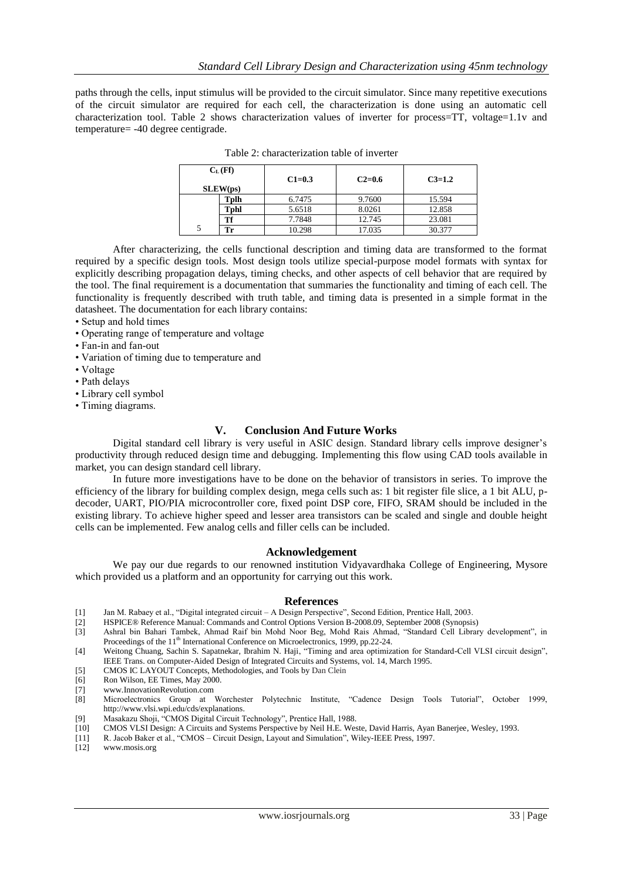paths through the cells, input stimulus will be provided to the circuit simulator. Since many repetitive executions of the circuit simulator are required for each cell, the characterization is done using an automatic cell characterization tool. Table 2 shows characterization values of inverter for process=TT, voltage=1.1v and temperature= -40 degree centigrade.

Table 2: characterization table of inverter

| $C_L$ (Ff) / SLEW(ps) | | C1=0.3 | C2=0.6 | C3=1.2 |
|---|---|---|---|---|
| | Tplh | 6.7475 | 9.7600 | 15.594 |
| | Tphl | 5.6518 | 8.0261 | 12.858 |
| | Tf | 7.7848 | 12.745 | 23.081 |
| 5 | Tr | 10.298 | 17.035 | 30.377 |

After characterizing, the cells functional description and timing data are transformed to the format required by a specific design tools. Most design tools utilize special-purpose model formats with syntax for explicitly describing propagation delays, timing checks, and other aspects of cell behavior that are required by the tool. The final requirement is a documentation that summaries the functionality and timing of each cell. The functionality is frequently described with truth table, and timing data is presented in a simple format in the datasheet. The documentation for each library contains:

- Setup and hold times
- Operating range of temperature and voltage
- Fan-in and fan-out
- Variation of timing due to temperature and
- Voltage
- Path delays
- Library cell symbol
- Timing diagrams.

## V. Conclusion And Future Works

Digital standard cell library is very useful in ASIC design. Standard library cells improve designer's productivity through reduced design time and debugging. Implementing this flow using CAD tools available in market, you can design standard cell library.

In future more investigations have to be done on the behavior of transistors in series. To improve the efficiency of the library for building complex design, mega cells such as: 1 bit register file slice, a 1 bit ALU, p-decoder, UART, PIO/PIA microcontroller core, fixed point DSP core, FIFO, SRAM should be included in the existing library. To achieve higher speed and lesser area transistors can be scaled and single and double height cells can be implemented. Few analog cells and filler cells can be included.

## Acknowledgement

We pay our due regards to our renowned institution Vidyavardhaka College of Engineering, Mysore which provided us a platform and an opportunity for carrying out this work.

## References

[1] Jan M. Rabaey et al., "Digital integrated circuit – A Design Perspective", Second Edition, Prentice Hall, 2003.

[2] HSPICE® Reference Manual: Commands and Control Options Version B-2008.09, September 2008 (Synopsis)

[3] Ashral bin Bahari Tambek, Ahmad Raif bin Mohd Noor Beg, Mohd Rais Ahmad, "Standard Cell Library development", in Proceedings of the 11th International Conference on Microelectronics, 1999, pp.22-24.

[4] Weitong Chuang, Sachin S. Sapatnekar, Ibrahim N. Haji, "Timing and area optimization for Standard-Cell VLSI circuit design", IEEE Trans. on Computer-Aided Design of Integrated Circuits and Systems, vol. 14, March 1995.

[5] CMOS IC LAYOUT Concepts, Methodologies, and Tools by Dan Clein

[6] Ron Wilson, EE Times, May 2000.

[7] www.InnovationRevolution.com

[8] Microelectronics Group at Worchester Polytechnic Institute, "Cadence Design Tools Tutorial", October 1999, http://www.vlsi.wpi.edu/cds/explanations.

[9] Masakazu Shoji, "CMOS Digital Circuit Technology", Prentice Hall, 1988.

[10] CMOS VLSI Design: A Circuits and Systems Perspective by Neil H.E. Weste, David Harris, Ayan Banerjee, Wesley, 1993.

[11] R. Jacob Baker et al., "CMOS – Circuit Design, Layout and Simulation", Wiley-IEEE Press, 1997.

[12] www.mosis.org